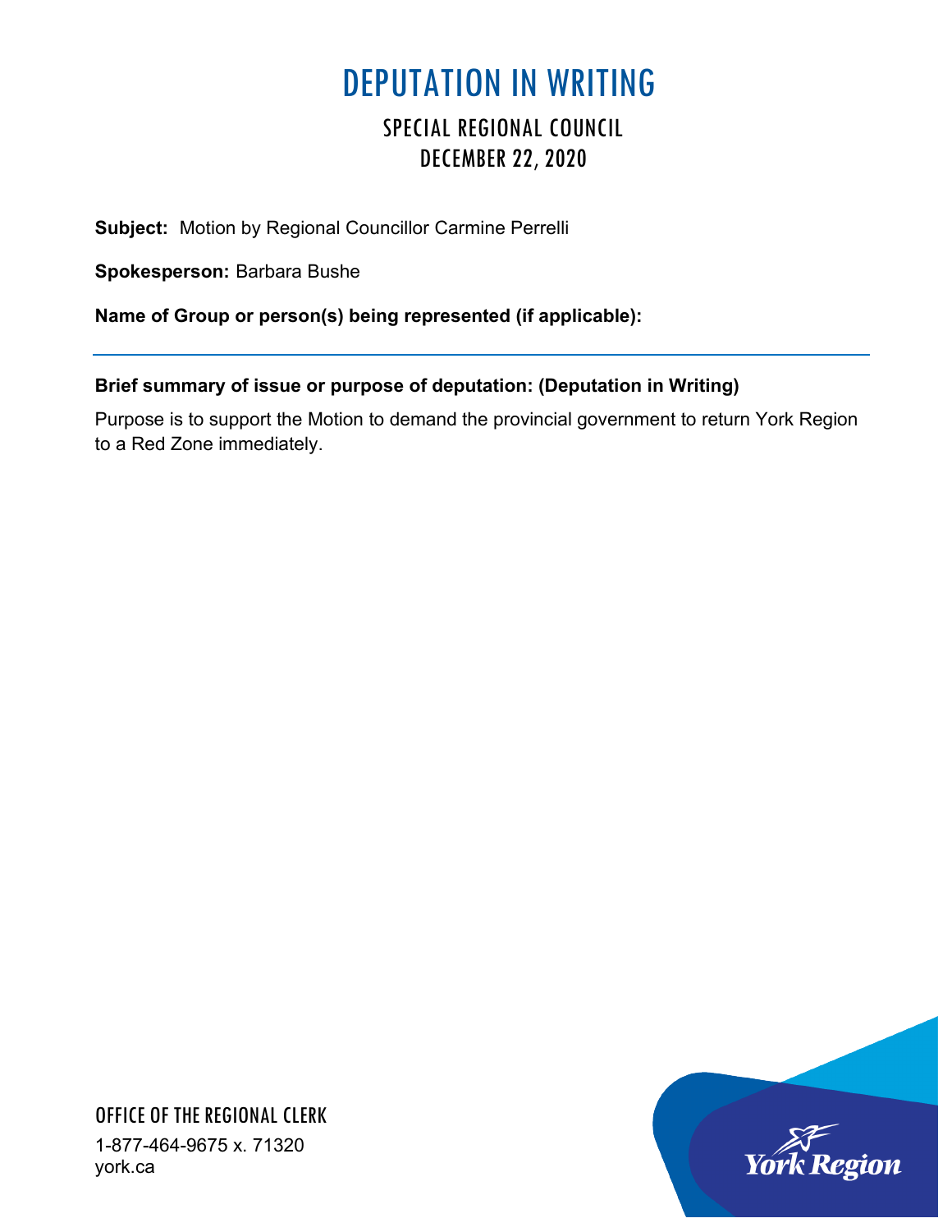# DEPUTATION IN WRITING

## SPECIAL REGIONAL COUNCIL
## DECEMBER 22, 2020

**Subject:** Motion by Regional Councillor Carmine Perrelli

**Spokesperson:** Barbara Bushe

**Name of Group or person(s) being represented (if applicable):**

---

**Brief summary of issue or purpose of deputation: (Deputation in Writing)**

Purpose is to support the Motion to demand the provincial government to return York Region to a Red Zone immediately.

OFFICE OF THE REGIONAL CLERK

1-877-464-9675 x. 71320
york.ca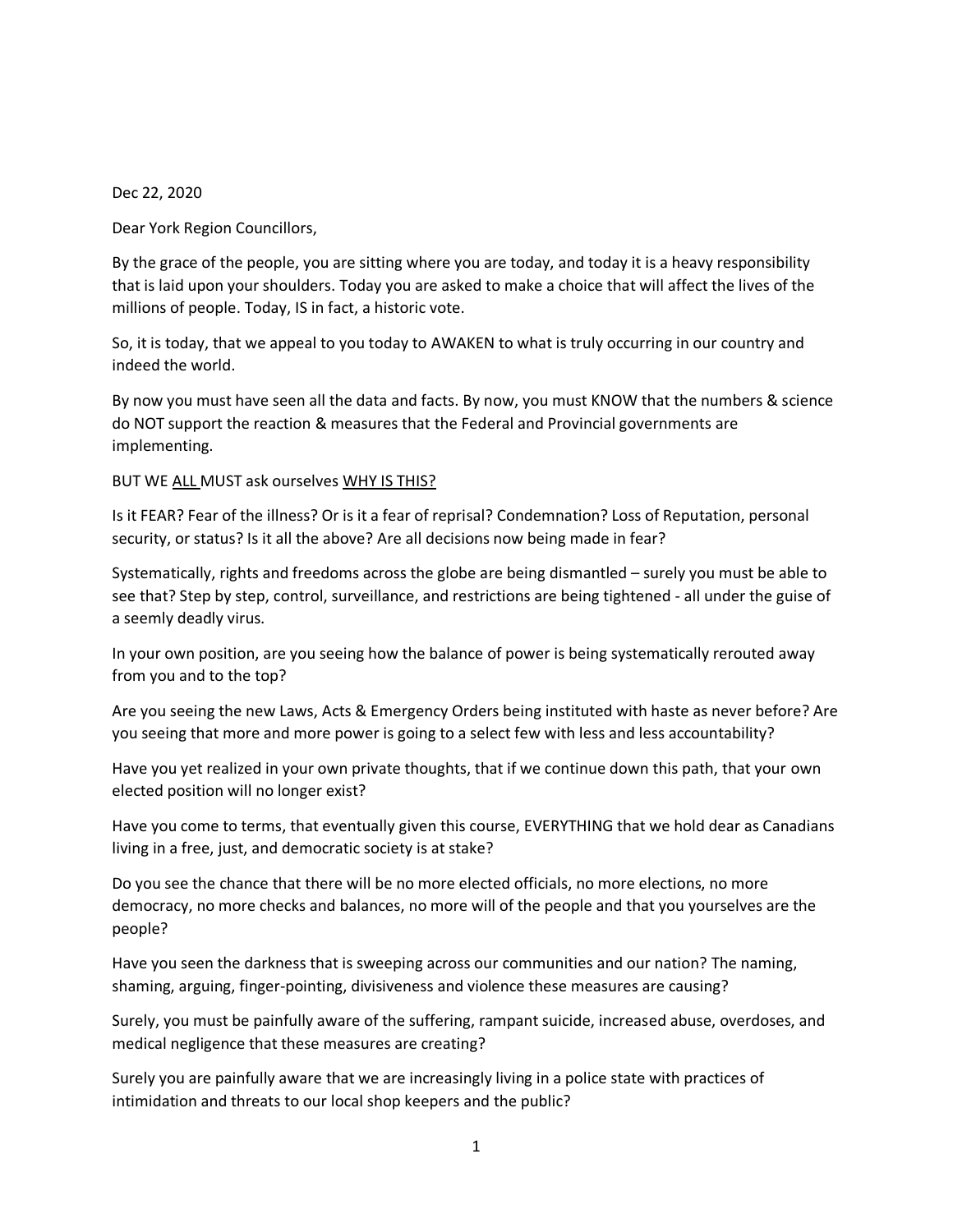Dec 22, 2020

Dear York Region Councillors,

By the grace of the people, you are sitting where you are today, and today it is a heavy responsibility that is laid upon your shoulders. Today you are asked to make a choice that will affect the lives of the millions of people. Today, IS in fact, a historic vote.

So, it is today, that we appeal to you today to AWAKEN to what is truly occurring in our country and indeed the world.

By now you must have seen all the data and facts. By now, you must KNOW that the numbers & science do NOT support the reaction & measures that the Federal and Provincial governments are implementing.

BUT WE <u>ALL</u> MUST ask ourselves <u>WHY IS THIS?</u>

Is it FEAR? Fear of the illness? Or is it a fear of reprisal? Condemnation? Loss of Reputation, personal security, or status? Is it all the above? Are all decisions now being made in fear?

Systematically, rights and freedoms across the globe are being dismantled – surely you must be able to see that? Step by step, control, surveillance, and restrictions are being tightened - all under the guise of a seemly deadly virus.

In your own position, are you seeing how the balance of power is being systematically rerouted away from you and to the top?

Are you seeing the new Laws, Acts & Emergency Orders being instituted with haste as never before? Are you seeing that more and more power is going to a select few with less and less accountability?

Have you yet realized in your own private thoughts, that if we continue down this path, that your own elected position will no longer exist?

Have you come to terms, that eventually given this course, EVERYTHING that we hold dear as Canadians living in a free, just, and democratic society is at stake?

Do you see the chance that there will be no more elected officials, no more elections, no more democracy, no more checks and balances, no more will of the people and that you yourselves are the people?

Have you seen the darkness that is sweeping across our communities and our nation? The naming, shaming, arguing, finger-pointing, divisiveness and violence these measures are causing?

Surely, you must be painfully aware of the suffering, rampant suicide, increased abuse, overdoses, and medical negligence that these measures are creating?

Surely you are painfully aware that we are increasingly living in a police state with practices of intimidation and threats to our local shop keepers and the public?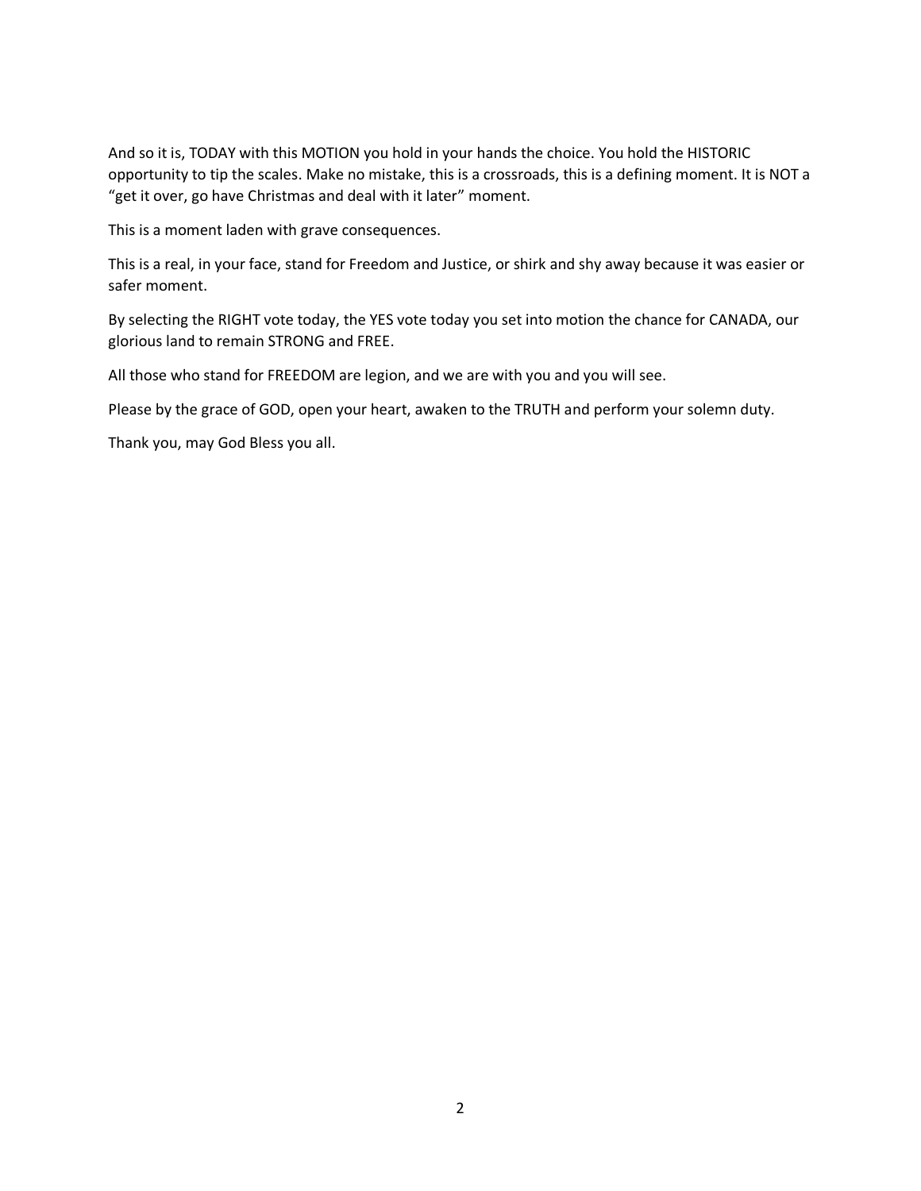And so it is, TODAY with this MOTION you hold in your hands the choice. You hold the HISTORIC opportunity to tip the scales. Make no mistake, this is a crossroads, this is a defining moment. It is NOT a “get it over, go have Christmas and deal with it later” moment.

This is a moment laden with grave consequences.

This is a real, in your face, stand for Freedom and Justice, or shirk and shy away because it was easier or safer moment.

By selecting the RIGHT vote today, the YES vote today you set into motion the chance for CANADA, our glorious land to remain STRONG and FREE.

All those who stand for FREEDOM are legion, and we are with you and you will see.

Please by the grace of GOD, open your heart, awaken to the TRUTH and perform your solemn duty.

Thank you, may God Bless you all.